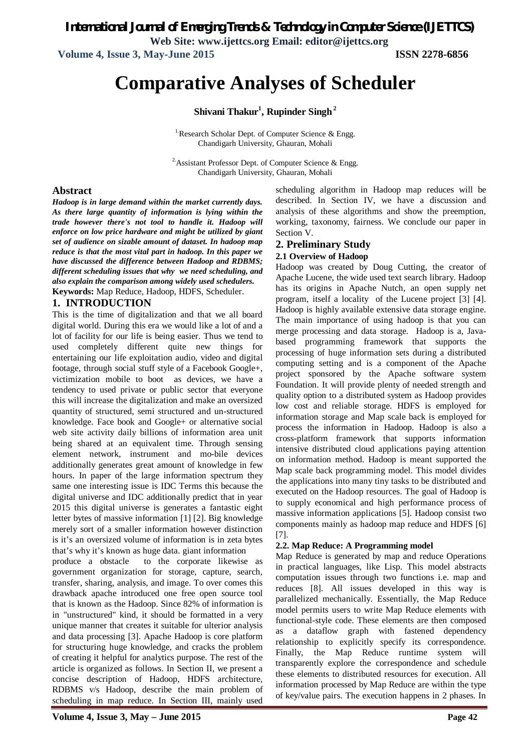# Comparative Analyses of Scheduler

**Shivani Thakur[1], Rupinder Singh[2]**

[1.]Research Scholar Dept. of Computer Science & Engg. Chandigarh University, Ghauran, Mohali

[2.]Assistant Professor Dept. of Computer Science & Engg. Chandigarh University, Ghauran, Mohali

## Abstract

***Hadoop is in large demand within the market currently days. As there large quantity of information is lying within the trade however there's not tool to handle it. Hadoop will enforce on low price hardware and might be utilized by giant set of audience on sizable amount of dataset. In hadoop map reduce is that the most vital part in hadoop. In this paper we have discussed the difference between Hadoop and RDBMS; different scheduling issues that why we need scheduling, and also explain the comparison among widely used schedulers.***

**Keywords:** Map Reduce, Hadoop, HDFS, Scheduler.

## 1. INTRODUCTION

This is the time of digitalization and that we all board digital world. During this era we would like a lot of and a lot of facility for our life is being easier. Thus we tend to used completely different quite new things for entertaining our life exploitation audio, video and digital footage, through social stuff style of a Facebook Google+, victimization mobile to boot as devices, we have a tendency to used private or public sector that everyone this will increase the digitalization and make an oversized quantity of structured, semi structured and un-structured knowledge. Face book and Google+ or alternative social web site activity daily billions of information area unit being shared at an equivalent time. Through sensing element network, instrument and mo-bile devices additionally generates great amount of knowledge in few hours. In paper of the large information spectrum they same one interesting issue is IDC Terms this because the digital universe and IDC additionally predict that in year 2015 this digital universe is generates a fantastic eight letter bytes of massive information [1] [2]. Big knowledge merely sort of a smaller information however distinction is it's an oversized volume of information is in zeta bytes that's why it's known as huge data. giant information produce a obstacle to the corporate likewise as government organization for storage, capture, search, transfer, sharing, analysis, and image. To over comes this drawback apache introduced one free open source tool that is known as the Hadoop. Since 82% of information is in "unstructured" kind, it should be formatted in a very unique manner that creates it suitable for ulterior analysis and data processing [3]. Apache Hadoop is core platform for structuring huge knowledge, and cracks the problem of creating it helpful for analytics purpose. The rest of the article is organized as follows. In Section II, we present a concise description of Hadoop, HDFS architecture, RDBMS v/s Hadoop, describe the main problem of scheduling in map reduce. In Section III, mainly used scheduling algorithm in Hadoop map reduces will be described. In Section IV, we have a discussion and analysis of these algorithms and show the preemption, working, taxonomy, fairness. We conclude our paper in Section V.

## 2. Preliminary Study

### 2.1 Overview of Hadoop

Hadoop was created by Doug Cutting, the creator of Apache Lucene, the wide used text search library. Hadoop has its origins in Apache Nutch, an open supply net program, itself a locality of the Lucene project [3] [4]. Hadoop is highly available extensive data storage engine. The main importance of using hadoop is that you can merge processing and data storage. Hadoop is a, Java-based programming framework that supports the processing of huge information sets during a distributed computing setting and is a component of the Apache project sponsored by the Apache software system Foundation. It will provide plenty of needed strength and quality option to a distributed system as Hadoop provides low cost and reliable storage. HDFS is employed for information storage and Map scale back is employed for process the information in Hadoop. Hadoop is also a cross-platform framework that supports information intensive distributed cloud applications paying attention on information method. Hadoop is meant supported the Map scale back programming model. This model divides the applications into many tiny tasks to be distributed and executed on the Hadoop resources. The goal of Hadoop is to supply economical and high performance process of massive information applications [5]. Hadoop consist two components mainly as hadoop map reduce and HDFS [6] [7].

### 2.2. Map Reduce: A Programming model

Map Reduce is generated by map and reduce Operations in practical languages, like Lisp. This model abstracts computation issues through two functions i.e. map and reduces [8]. All issues developed in this way is parallelized mechanically. Essentially, the Map Reduce model permits users to write Map Reduce elements with functional-style code. These elements are then composed as a dataflow graph with fastened dependency relationship to explicitly specify its correspondence. Finally, the Map Reduce runtime system will transparently explore the correspondence and schedule these elements to distributed resources for execution. All information processed by Map Reduce are within the type of key/value pairs. The execution happens in 2 phases. In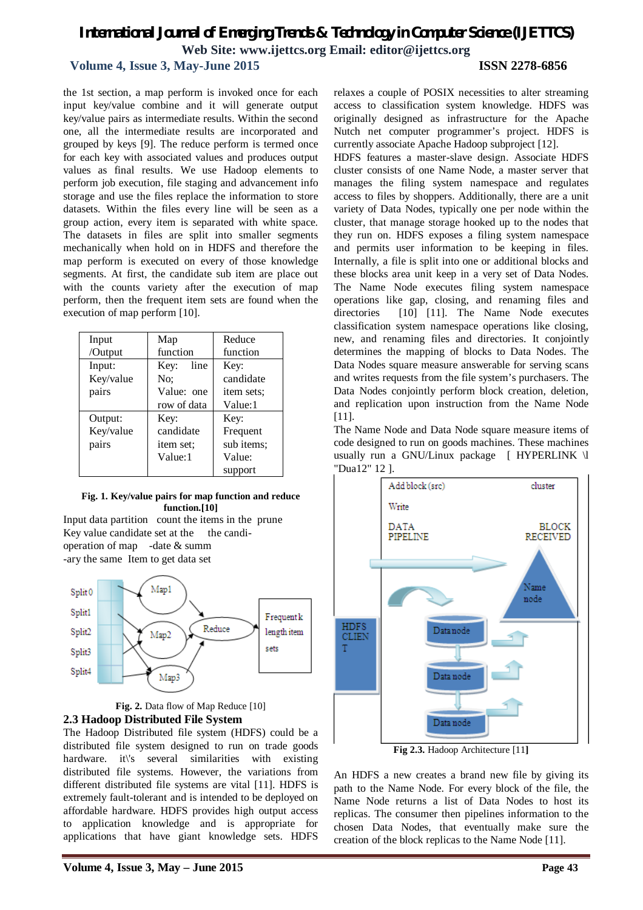the 1st section, a map perform is invoked once for each input key/value combine and it will generate output key/value pairs as intermediate results. Within the second one, all the intermediate results are incorporated and grouped by keys [9]. The reduce perform is termed once for each key with associated values and produces output values as final results. We use Hadoop elements to perform job execution, file staging and advancement info storage and use the files replace the information to store datasets. Within the files every line will be seen as a group action, every item is separated with white space. The datasets in files are split into smaller segments mechanically when hold on in HDFS and therefore the map perform is executed on every of those knowledge segments. At first, the candidate sub item are place out with the counts variety after the execution of map perform, then the frequent item sets are found when the execution of map perform [10].

| Input /Output | Map function | Reduce function |
|---|---|---|
| Input: Key/value pairs | Key: line No; Value: one row of data | Key: candidate item sets; Value:1 |
| Output: Key/value pairs | Key: candidate item set; Value:1 | Key: Frequent sub items; Value: support |

**Fig. 1. Key/value pairs for map function and reduce function.[10]**

Input data partition count the items in the prune
Key value candidate set at the the candi-
operation of map -date & summ
-ary the same Item to get data set

Split0
Split1
Split2
Split3
Split4
Map1
Map2
Map3
Reduce
Frequent k length item sets

**Fig. 2.** Data flow of Map Reduce [10]

## 2.3 Hadoop Distributed File System

The Hadoop Distributed File system (HDFS) could be a distributed file system designed to run on trade goods hardware. it\'s several similarities with existing distributed file systems. However, the variations from different distributed file systems are vital [11]. HDFS is extremely fault-tolerant and is intended to be deployed on affordable hardware. HDFS provides high output access to application knowledge and is appropriate for applications that have giant knowledge sets. HDFS relaxes a couple of POSIX necessities to alter streaming access to classification system knowledge. HDFS was originally designed as infrastructure for the Apache Nutch net computer programmer's project. HDFS is currently associate Apache Hadoop subproject [12].

HDFS features a master-slave design. Associate HDFS cluster consists of one Name Node, a master server that manages the filing system namespace and regulates access to files by shoppers. Additionally, there are a unit variety of Data Nodes, typically one per node within the cluster, that manage storage hooked up to the nodes that they run on. HDFS exposes a filing system namespace and permits user information to be keeping in files. Internally, a file is split into one or additional blocks and these blocks area unit keep in a very set of Data Nodes. The Name Node executes filing system namespace operations like gap, closing, and renaming files and directories [10] [11]. The Name Node executes classification system namespace operations like closing, new, and renaming files and directories. It conjointly determines the mapping of blocks to Data Nodes. The Data Nodes square measure answerable for serving scans and writes requests from the file system's purchasers. The Data Nodes conjointly perform block creation, deletion, and replication upon instruction from the Name Node [11].

The Name Node and Data Node square measure items of code designed to run on goods machines. These machines usually run a GNU/Linux package [ HYPERLINK \l "Dua12" 12 ].

Add block (src)
cluster
Write
DATA PIPELINE
BLOCK RECEIVED
Name node
HDFS CLIENT
Data node
Data node
Data node

**Fig 2.3.** Hadoop Architecture [11]

An HDFS a new creates a brand new file by giving its path to the Name Node. For every block of the file, the Name Node returns a list of Data Nodes to host its replicas. The consumer then pipelines information to the chosen Data Nodes, that eventually make sure the creation of the block replicas to the Name Node [11].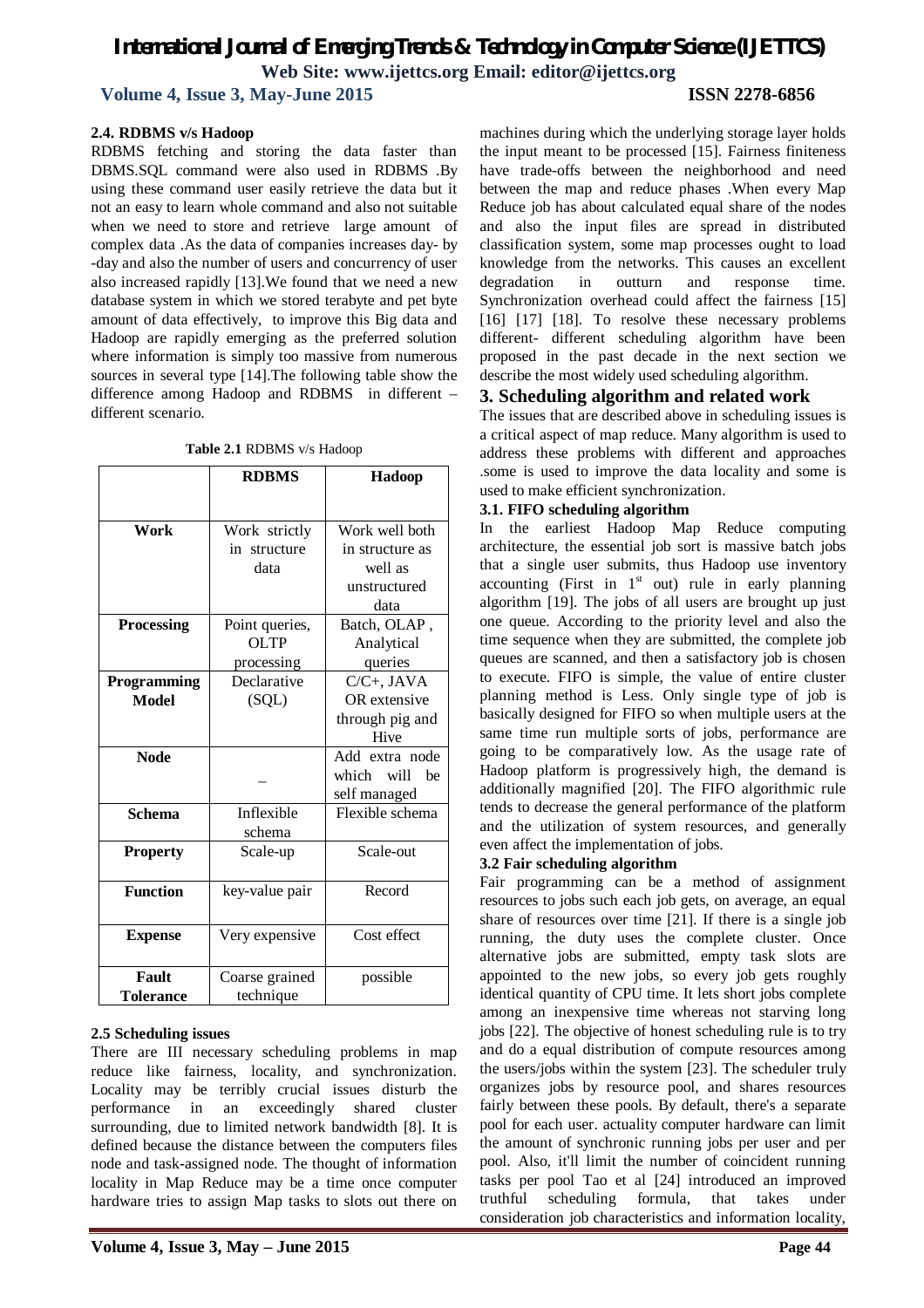### 2.4. RDBMS v/s Hadoop

RDBMS fetching and storing the data faster than DBMS.SQL command were also used in RDBMS .By using these command user easily retrieve the data but it not an easy to learn whole command and also not suitable when we need to store and retrieve large amount of complex data .As the data of companies increases day- by -day and also the number of users and concurrency of user also increased rapidly [13].We found that we need a new database system in which we stored terabyte and pet byte amount of data effectively, to improve this Big data and Hadoop are rapidly emerging as the preferred solution where information is simply too massive from numerous sources in several type [14].The following table show the difference among Hadoop and RDBMS in different – different scenario.

**Table 2.1** RDBMS v/s Hadoop

| | RDBMS | Hadoop |
|---|---|---|
| **Work** | Work strictly in structure data | Work well both in structure as well as unstructured data |
| **Processing** | Point queries, OLTP processing | Batch, OLAP , Analytical queries |
| **Programming Model** | Declarative (SQL) | C/C+, JAVA OR extensive through pig and Hive |
| **Node** | _ | Add extra node which will be self managed |
| **Schema** | Inflexible schema | Flexible schema |
| **Property** | Scale-up | Scale-out |
| **Function** | key-value pair | Record |
| **Expense** | Very expensive | Cost effect |
| **Fault Tolerance** | Coarse grained technique | possible |

### 2.5 Scheduling issues

There are III necessary scheduling problems in map reduce like fairness, locality, and synchronization. Locality may be terribly crucial issues disturb the performance in an exceedingly shared cluster surrounding, due to limited network bandwidth [8]. It is defined because the distance between the computers files node and task-assigned node. The thought of information locality in Map Reduce may be a time once computer hardware tries to assign Map tasks to slots out there on machines during which the underlying storage layer holds the input meant to be processed [15]. Fairness finiteness have trade-offs between the neighborhood and need between the map and reduce phases .When every Map Reduce job has about calculated equal share of the nodes and also the input files are spread in distributed classification system, some map processes ought to load knowledge from the networks. This causes an excellent degradation in outturn and response time. Synchronization overhead could affect the fairness [15] [16] [17] [18]. To resolve these necessary problems different- different scheduling algorithm have been proposed in the past decade in the next section we describe the most widely used scheduling algorithm.

## 3. Scheduling algorithm and related work

The issues that are described above in scheduling issues is a critical aspect of map reduce. Many algorithm is used to address these problems with different and approaches .some is used to improve the data locality and some is used to make efficient synchronization.

### 3.1. FIFO scheduling algorithm

In the earliest Hadoop Map Reduce computing architecture, the essential job sort is massive batch jobs that a single user submits, thus Hadoop use inventory accounting (First in 1st out) rule in early planning algorithm [19]. The jobs of all users are brought up just one queue. According to the priority level and also the time sequence when they are submitted, the complete job queues are scanned, and then a satisfactory job is chosen to execute. FIFO is simple, the value of entire cluster planning method is Less. Only single type of job is basically designed for FIFO so when multiple users at the same time run multiple sorts of jobs, performance are going to be comparatively low. As the usage rate of Hadoop platform is progressively high, the demand is additionally magnified [20]. The FIFO algorithmic rule tends to decrease the general performance of the platform and the utilization of system resources, and generally even affect the implementation of jobs.

### 3.2 Fair scheduling algorithm

Fair programming can be a method of assignment resources to jobs such each job gets, on average, an equal share of resources over time [21]. If there is a single job running, the duty uses the complete cluster. Once alternative jobs are submitted, empty task slots are appointed to the new jobs, so every job gets roughly identical quantity of CPU time. It lets short jobs complete among an inexpensive time whereas not starving long jobs [22]. The objective of honest scheduling rule is to try and do a equal distribution of compute resources among the users/jobs within the system [23]. The scheduler truly organizes jobs by resource pool, and shares resources fairly between these pools. By default, there's a separate pool for each user. actuality computer hardware can limit the amount of synchronic running jobs per user and per pool. Also, it'll limit the number of coincident running tasks per pool Tao et al [24] introduced an improved truthful scheduling formula, that takes under consideration job characteristics and information locality,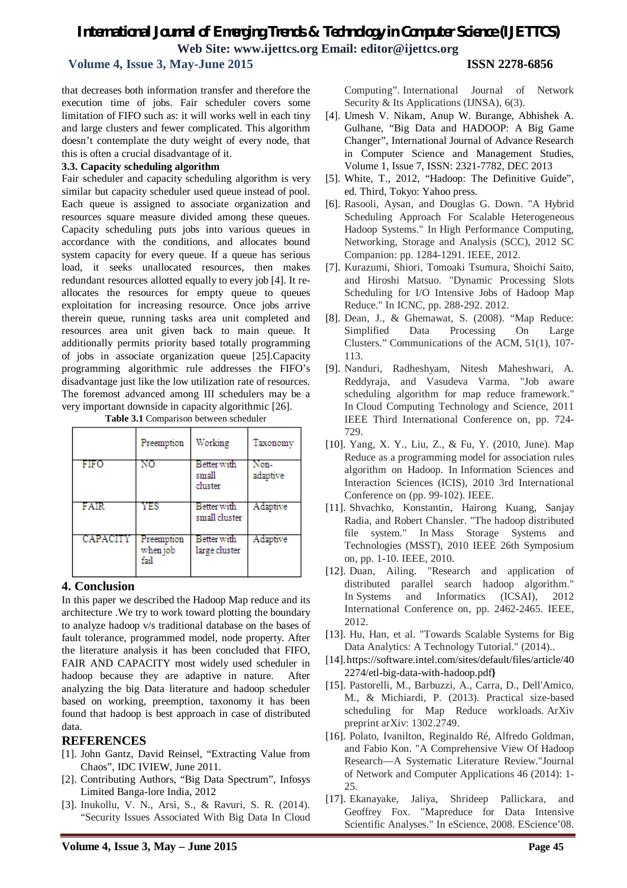that decreases both information transfer and therefore the execution time of jobs. Fair scheduler covers some limitation of FIFO such as: it will works well in each tiny and large clusters and fewer complicated. This algorithm doesn't contemplate the duty weight of every node, that this is often a crucial disadvantage of it.

### 3.3. Capacity scheduling algorithm

Fair scheduler and capacity scheduling algorithm is very similar but capacity scheduler used queue instead of pool. Each queue is assigned to associate organization and resources square measure divided among these queues. Capacity scheduling puts jobs into various queues in accordance with the conditions, and allocates bound system capacity for every queue. If a queue has serious load, it seeks unallocated resources, then makes redundant resources allotted equally to every job [4]. It re-allocates the resources for empty queue to queues exploitation for increasing resource. Once jobs arrive therein queue, running tasks area unit completed and resources area unit given back to main queue. It additionally permits priority based totally programming of jobs in associate organization queue [25].Capacity programming algorithmic rule addresses the FIFO's disadvantage just like the low utilization rate of resources. The foremost advanced among III schedulers may be a very important downside in capacity algorithmic [26].

**Table 3.1** Comparison between scheduler

| | Preemption | Working | Taxonomy |
|---|---|---|---|
| FIFO | NO | Better with small cluster | Non-adaptive |
| FAIR | YES | Better with small cluster | Adaptive |
| CAPACITY | Preemption when job fail | Better with large cluster | Adaptive |

## 4. Conclusion

In this paper we described the Hadoop Map reduce and its architecture .We try to work toward plotting the boundary to analyze hadoop v/s traditional database on the bases of fault tolerance, programmed model, node property. After the literature analysis it has been concluded that FIFO, FAIR AND CAPACITY most widely used scheduler in hadoop because they are adaptive in nature. After analyzing the big Data literature and hadoop scheduler based on working, preemption, taxonomy it has been found that hadoop is best approach in case of distributed data.

## REFERENCES

[1]. John Gantz, David Reinsel, "Extracting Value from Chaos", IDC IVIEW, June 2011.

[2]. Contributing Authors, "Big Data Spectrum", Infosys Limited Banga-lore India, 2012

[3]. Inukollu, V. N., Arsi, S., & Ravuri, S. R. (2014). "Security Issues Associated With Big Data In Cloud Computing". International Journal of Network Security & Its Applications (IJNSA), 6(3).

[4]. Umesh V. Nikam, Anup W. Burange, Abhishek A. Gulhane, "Big Data and HADOOP: A Big Game Changer", International Journal of Advance Research in Computer Science and Management Studies, Volume 1, Issue 7, ISSN: 2321-7782, DEC 2013

[5]. White, T., 2012, "Hadoop: The Definitive Guide", ed. Third, Tokyo: Yahoo press.

[6]. Rasooli, Aysan, and Douglas G. Down. "A Hybrid Scheduling Approach For Scalable Heterogeneous Hadoop Systems." In High Performance Computing, Networking, Storage and Analysis (SCC), 2012 SC Companion: pp. 1284-1291. IEEE, 2012.

[7]. Kurazumi, Shiori, Tomoaki Tsumura, Shoichi Saito, and Hiroshi Matsuo. "Dynamic Processing Slots Scheduling for I/O Intensive Jobs of Hadoop Map Reduce." In ICNC, pp. 288-292. 2012.

[8]. Dean, J., & Ghemawat, S. (2008). "Map Reduce: Simplified Data Processing On Large Clusters." Communications of the ACM, 51(1), 107-113.

[9]. Nanduri, Radheshyam, Nitesh Maheshwari, A. Reddyraja, and Vasudeva Varma. "Job aware scheduling algorithm for map reduce framework." In Cloud Computing Technology and Science, 2011 IEEE Third International Conference on, pp. 724-729.

[10]. Yang, X. Y., Liu, Z., & Fu, Y. (2010, June). Map Reduce as a programming model for association rules algorithm on Hadoop. In Information Sciences and Interaction Sciences (ICIS), 2010 3rd International Conference on (pp. 99-102). IEEE.

[11]. Shvachko, Konstantin, Hairong Kuang, Sanjay Radia, and Robert Chansler. "The hadoop distributed file system." In Mass Storage Systems and Technologies (MSST), 2010 IEEE 26th Symposium on, pp. 1-10. IEEE, 2010.

[12]. Duan, Ailing. "Research and application of distributed parallel search hadoop algorithm." In Systems and Informatics (ICSAI), 2012 International Conference on, pp. 2462-2465. IEEE, 2012.

[13]. Hu, Han, et al. "Towards Scalable Systems for Big Data Analytics: A Technology Tutorial." (2014)..

[14]. https://software.intel.com/sites/default/files/article/402274/etl-big-data-with-hadoop.pdf}

[15]. Pastorelli, M., Barbuzzi, A., Carra, D., Dell'Amico, M., & Michiardi, P. (2013). Practical size-based scheduling for Map Reduce workloads. ArXiv preprint arXiv: 1302.2749.

[16]. Polato, Ivanilton, Reginaldo Ré, Alfredo Goldman, and Fabio Kon. "A Comprehensive View Of Hadoop Research—A Systematic Literature Review."Journal of Network and Computer Applications 46 (2014): 1-25.

[17]. Ekanayake, Jaliya, Shrideep Pallickara, and Geoffrey Fox. "Mapreduce for Data Intensive Scientific Analyses." In eScience, 2008. EScience'08.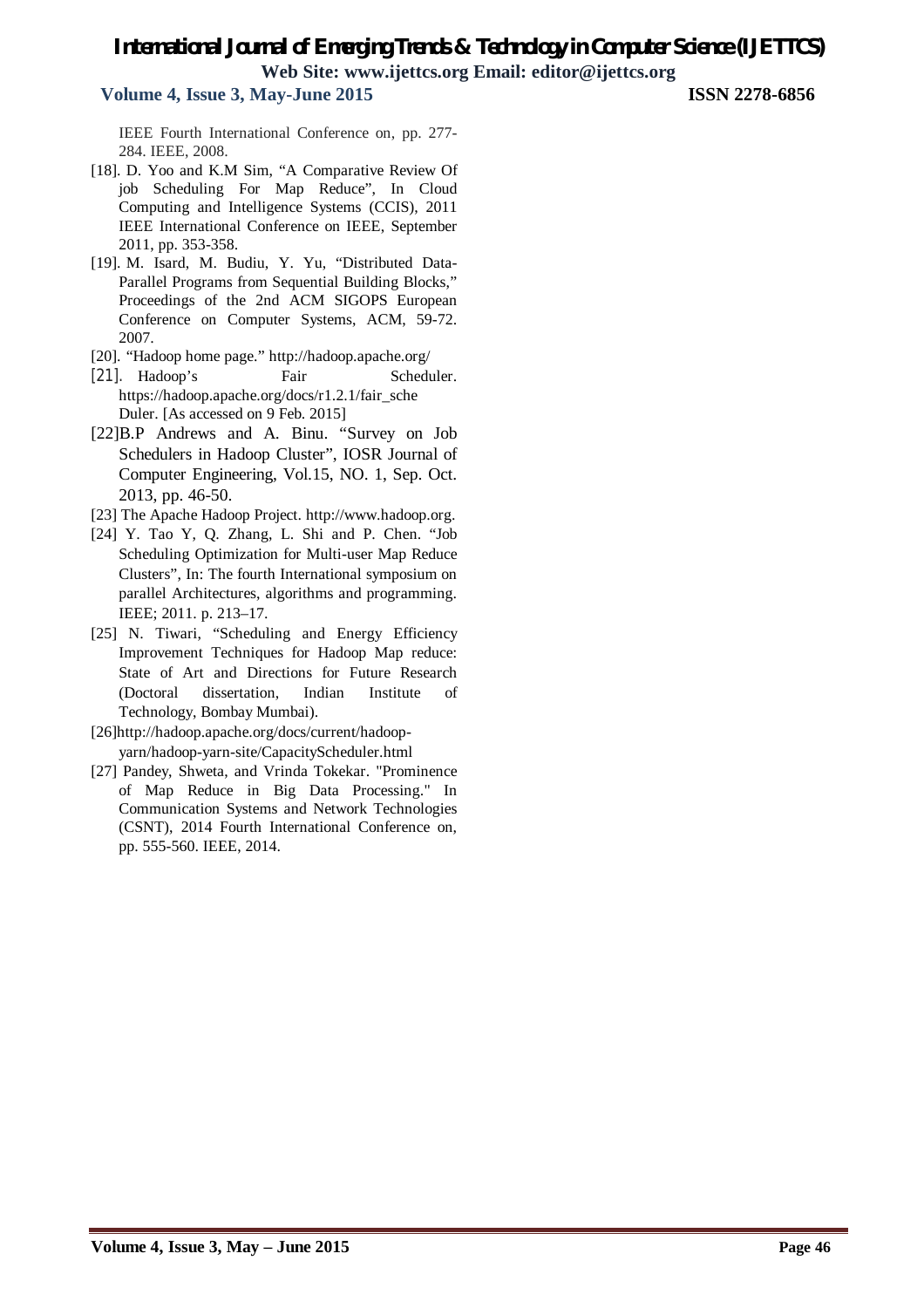IEEE Fourth International Conference on, pp. 277-284. IEEE, 2008.

[18]. D. Yoo and K.M Sim, "A Comparative Review Of job Scheduling For Map Reduce", In Cloud Computing and Intelligence Systems (CCIS), 2011 IEEE International Conference on IEEE, September 2011, pp. 353-358.

[19]. M. Isard, M. Budiu, Y. Yu, "Distributed Data-Parallel Programs from Sequential Building Blocks," Proceedings of the 2nd ACM SIGOPS European Conference on Computer Systems, ACM, 59-72. 2007.

[20]. "Hadoop home page." http://hadoop.apache.org/

[21]. Hadoop's Fair Scheduler. https://hadoop.apache.org/docs/r1.2.1/fair_sche Duler. [As accessed on 9 Feb. 2015]

[22]B.P Andrews and A. Binu. "Survey on Job Schedulers in Hadoop Cluster", IOSR Journal of Computer Engineering, Vol.15, NO. 1, Sep. Oct. 2013, pp. 46-50.

[23] The Apache Hadoop Project. http://www.hadoop.org.

[24] Y. Tao Y, Q. Zhang, L. Shi and P. Chen. "Job Scheduling Optimization for Multi-user Map Reduce Clusters", In: The fourth International symposium on parallel Architectures, algorithms and programming. IEEE; 2011. p. 213–17.

[25] N. Tiwari, "Scheduling and Energy Efficiency Improvement Techniques for Hadoop Map reduce: State of Art and Directions for Future Research (Doctoral dissertation, Indian Institute of Technology, Bombay Mumbai).

[26]http://hadoop.apache.org/docs/current/hadoop-yarn/hadoop-yarn-site/CapacityScheduler.html

[27] Pandey, Shweta, and Vrinda Tokekar. "Prominence of Map Reduce in Big Data Processing." In Communication Systems and Network Technologies (CSNT), 2014 Fourth International Conference on, pp. 555-560. IEEE, 2014.